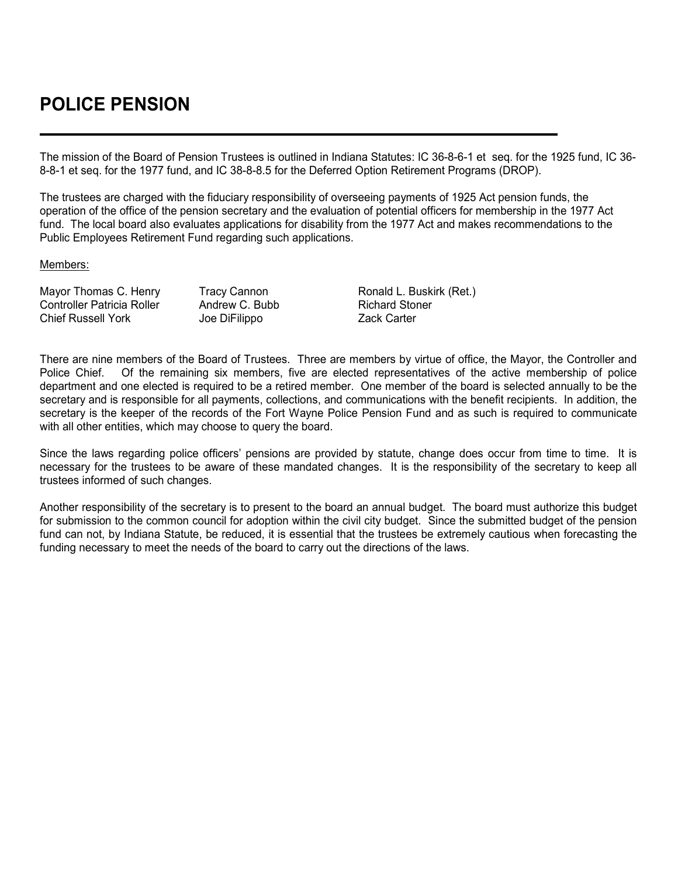# POLICE PENSION

The mission of the Board of Pension Trustees is outlined in Indiana Statutes: IC 36-8-6-1 et seq. for the 1925 fund, IC 36-8-8-1 et seq. for the 1977 fund, and IC 38-8-8.5 for the Deferred Option Retirement Programs (DROP).

The trustees are charged with the fiduciary responsibility of overseeing payments of 1925 Act pension funds, the operation of the office of the pension secretary and the evaluation of potential officers for membership in the 1977 Act fund. The local board also evaluates applications for disability from the 1977 Act and makes recommendations to the Public Employees Retirement Fund regarding such applications.

Members:

| | | |
|---|---|---|
| Mayor Thomas C. Henry | Tracy Cannon | Ronald L. Buskirk (Ret.) |
| Controller Patricia Roller | Andrew C. Bubb | Richard Stoner |
| Chief Russell York | Joe DiFilippo | Zack Carter |

There are nine members of the Board of Trustees. Three are members by virtue of office, the Mayor, the Controller and Police Chief. Of the remaining six members, five are elected representatives of the active membership of police department and one elected is required to be a retired member. One member of the board is selected annually to be the secretary and is responsible for all payments, collections, and communications with the benefit recipients. In addition, the secretary is the keeper of the records of the Fort Wayne Police Pension Fund and as such is required to communicate with all other entities, which may choose to query the board.

Since the laws regarding police officers' pensions are provided by statute, change does occur from time to time. It is necessary for the trustees to be aware of these mandated changes. It is the responsibility of the secretary to keep all trustees informed of such changes.

Another responsibility of the secretary is to present to the board an annual budget. The board must authorize this budget for submission to the common council for adoption within the civil city budget. Since the submitted budget of the pension fund can not, by Indiana Statute, be reduced, it is essential that the trustees be extremely cautious when forecasting the funding necessary to meet the needs of the board to carry out the directions of the laws.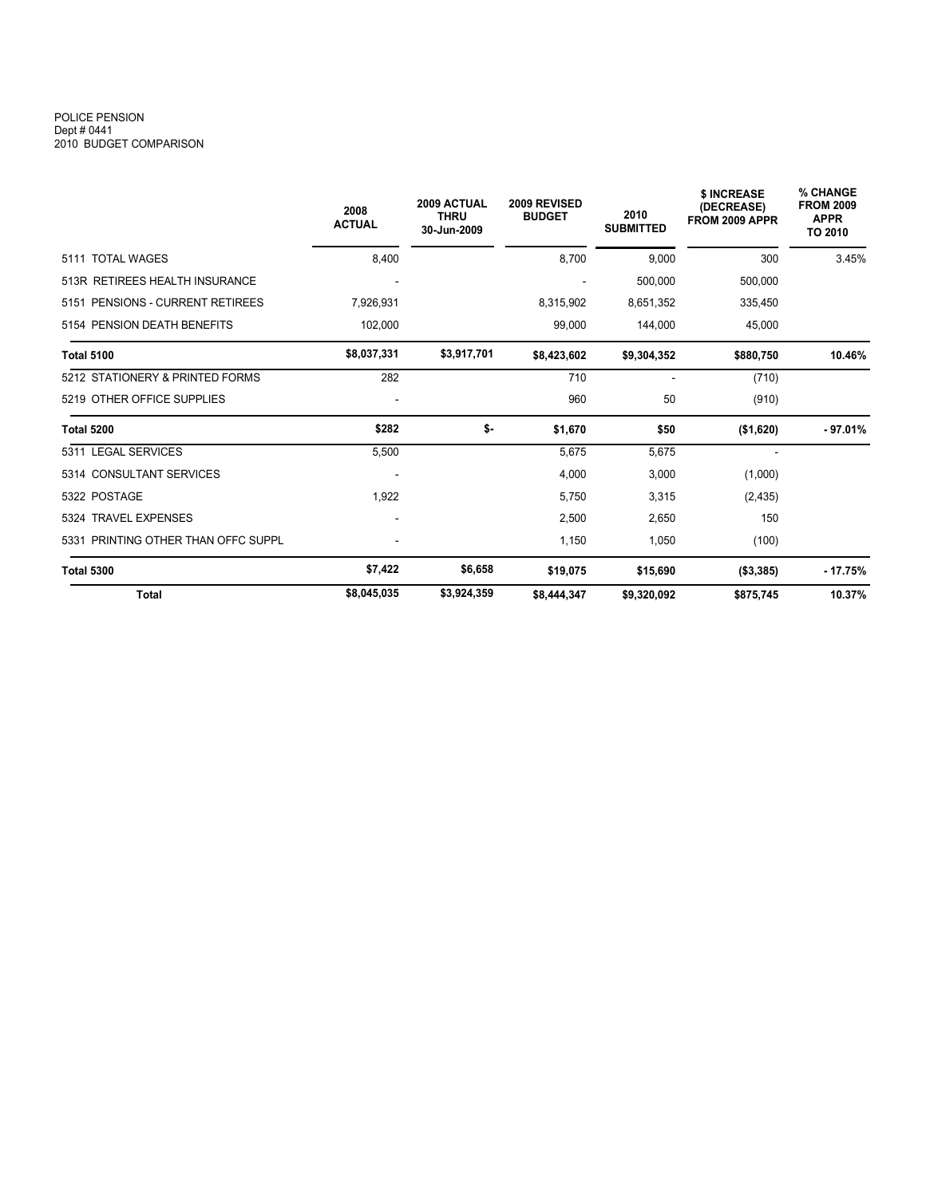POLICE PENSION
Dept # 0441
2010 BUDGET COMPARISON

| | 2008 ACTUAL | 2009 ACTUAL THRU 30-Jun-2009 | 2009 REVISED BUDGET | 2010 SUBMITTED | $ INCREASE (DECREASE) FROM 2009 APPR | % CHANGE FROM 2009 APPR TO 2010 |
|---|---|---|---|---|---|---|
| 5111 TOTAL WAGES | 8,400 | | 8,700 | 9,000 | 300 | 3.45% |
| 513R RETIREES HEALTH INSURANCE | - | | - | 500,000 | 500,000 | |
| 5151 PENSIONS - CURRENT RETIREES | 7,926,931 | | 8,315,902 | 8,651,352 | 335,450 | |
| 5154 PENSION DEATH BENEFITS | 102,000 | | 99,000 | 144,000 | 45,000 | |
| **Total 5100** | **$8,037,331** | **$3,917,701** | **$8,423,602** | **$9,304,352** | **$880,750** | **10.46%** |
| 5212 STATIONERY & PRINTED FORMS | 282 | | 710 | - | (710) | |
| 5219 OTHER OFFICE SUPPLIES | - | | 960 | 50 | (910) | |
| **Total 5200** | **$282** | **$-** | **$1,670** | **$50** | **($1,620)** | **- 97.01%** |
| 5311 LEGAL SERVICES | 5,500 | | 5,675 | 5,675 | - | |
| 5314 CONSULTANT SERVICES | - | | 4,000 | 3,000 | (1,000) | |
| 5322 POSTAGE | 1,922 | | 5,750 | 3,315 | (2,435) | |
| 5324 TRAVEL EXPENSES | - | | 2,500 | 2,650 | 150 | |
| 5331 PRINTING OTHER THAN OFFC SUPPL | - | | 1,150 | 1,050 | (100) | |
| **Total 5300** | **$7,422** | **$6,658** | **$19,075** | **$15,690** | **($3,385)** | **- 17.75%** |
| **Total** | **$8,045,035** | **$3,924,359** | **$8,444,347** | **$9,320,092** | **$875,745** | **10.37%** |